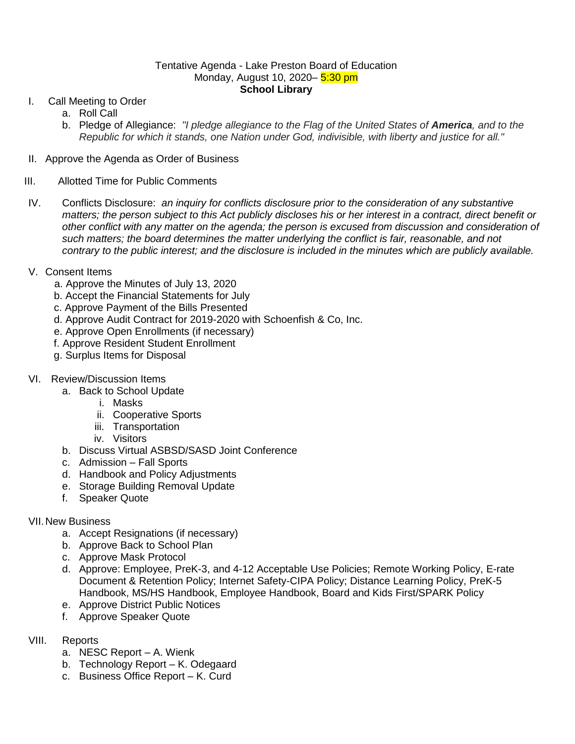Tentative Agenda - Lake Preston Board of Education
Monday, August 10, 2020– 5:30 pm
**School Library**

I. Call Meeting to Order
   a. Roll Call
   b. Pledge of Allegiance: *"I pledge allegiance to the Flag of the United States of **America**, and to the Republic for which it stands, one Nation under God, indivisible, with liberty and justice for all."*

II. Approve the Agenda as Order of Business

III. Allotted Time for Public Comments

IV. Conflicts Disclosure: *an inquiry for conflicts disclosure prior to the consideration of any substantive matters; the person subject to this Act publicly discloses his or her interest in a contract, direct benefit or other conflict with any matter on the agenda; the person is excused from discussion and consideration of such matters; the board determines the matter underlying the conflict is fair, reasonable, and not contrary to the public interest; and the disclosure is included in the minutes which are publicly available.*

V. Consent Items
   a. Approve the Minutes of July 13, 2020
   b. Accept the Financial Statements for July
   c. Approve Payment of the Bills Presented
   d. Approve Audit Contract for 2019-2020 with Schoenfish & Co, Inc.
   e. Approve Open Enrollments (if necessary)
   f. Approve Resident Student Enrollment
   g. Surplus Items for Disposal

VI. Review/Discussion Items
   a. Back to School Update
      i. Masks
      ii. Cooperative Sports
      iii. Transportation
      iv. Visitors
   b. Discuss Virtual ASBSD/SASD Joint Conference
   c. Admission – Fall Sports
   d. Handbook and Policy Adjustments
   e. Storage Building Removal Update
   f. Speaker Quote

VII. New Business
   a. Accept Resignations (if necessary)
   b. Approve Back to School Plan
   c. Approve Mask Protocol
   d. Approve: Employee, PreK-3, and 4-12 Acceptable Use Policies; Remote Working Policy, E-rate Document & Retention Policy; Internet Safety-CIPA Policy; Distance Learning Policy, PreK-5 Handbook, MS/HS Handbook, Employee Handbook, Board and Kids First/SPARK Policy
   e. Approve District Public Notices
   f. Approve Speaker Quote

VIII. Reports
   a. NESC Report – A. Wienk
   b. Technology Report – K. Odegaard
   c. Business Office Report – K. Curd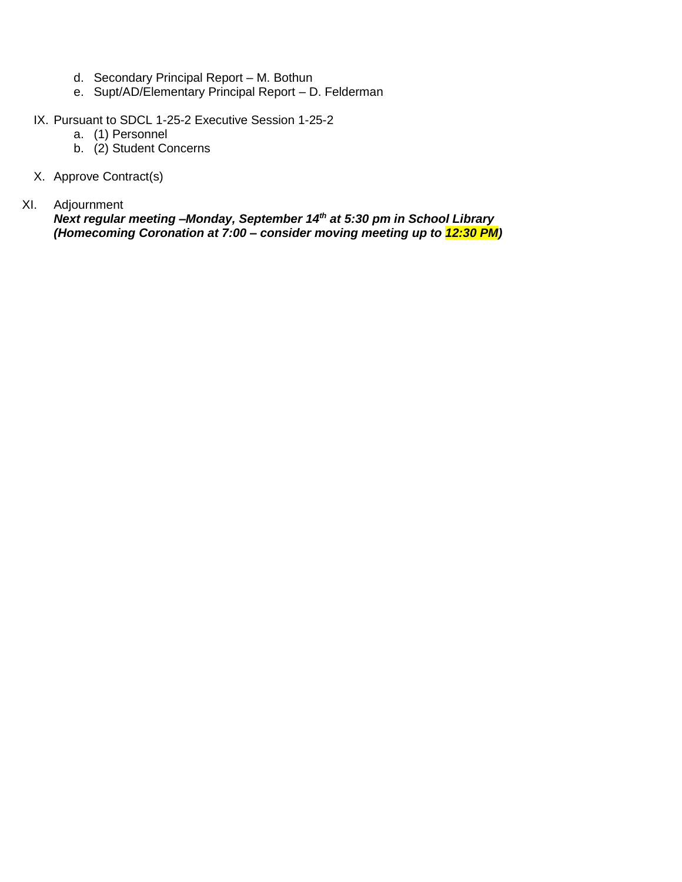d. Secondary Principal Report – M. Bothun
e. Supt/AD/Elementary Principal Report – D. Felderman

IX. Pursuant to SDCL 1-25-2 Executive Session 1-25-2
   a. (1) Personnel
   b. (2) Student Concerns

X. Approve Contract(s)

XI. Adjournment
   ***Next regular meeting –Monday, September 14th at 5:30 pm in School Library***
   ***(Homecoming Coronation at 7:00 – consider moving meeting up to 12:30 PM)***